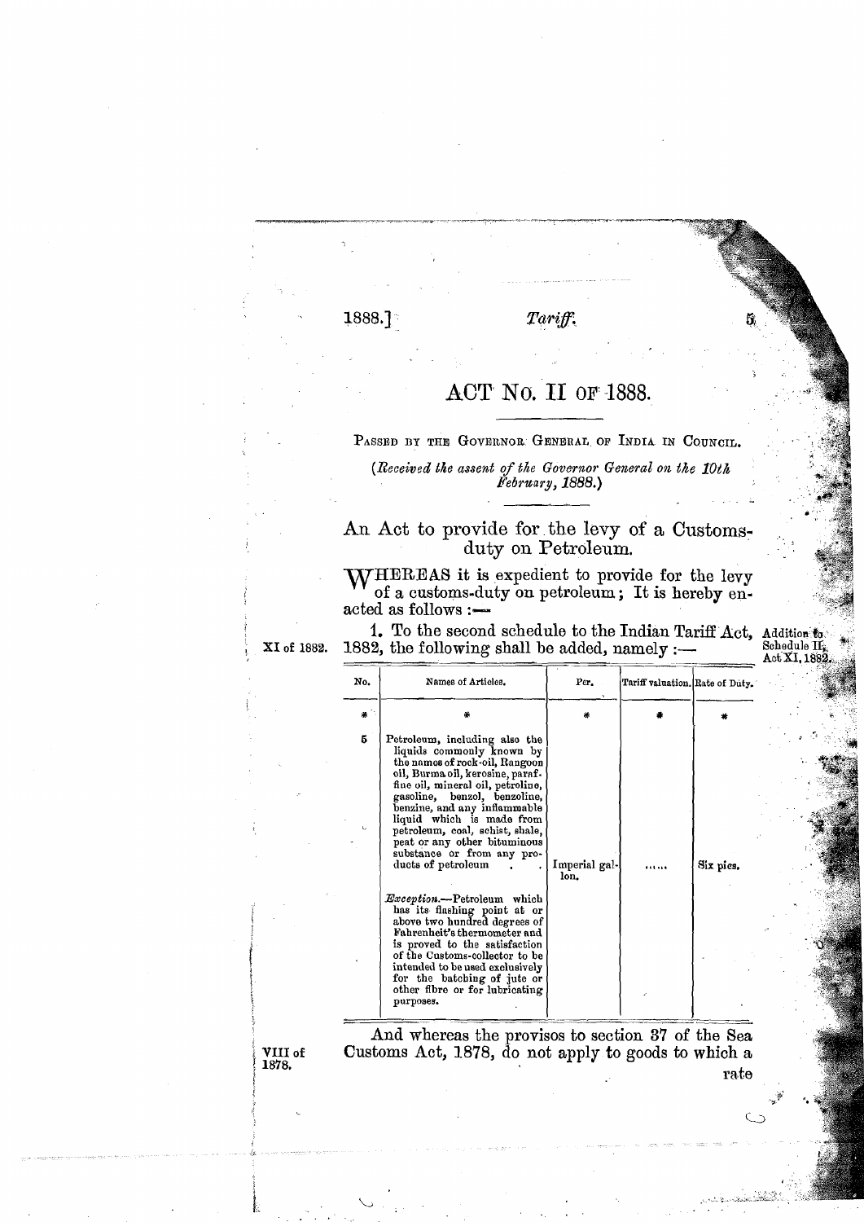# ACT No. II OF 1888.

PASSED BY THE GOVERNOR GENERAL OF INDIA IN COUNCIL.

*(Received the assent of the Governor General on the 10th February, 1888.)*

## An Act to provide for the levy of a Customs-duty on Petroleum.

WHEREAS it is expedient to provide for the levy of a customs-duty on petroleum; It is hereby enacted as follows:—

Addition to Schedule II, Act XI, 1882.

1. To the second schedule to the Indian Tariff Act, 1882, the following shall be added, namely:— (XI of 1882.)

| No. | Names of Articles. | Per. | Tariff valuation. | Rate of Duty. |
|---|---|---|---|---|
| * | * | * | * | * |
| 5 | Petroleum, including also the liquids commonly known by the names of rock-oil, Rangoon oil, Burma oil, kerosine, paraffine oil, mineral oil, petroline, gasoline, benzol, benzoline, benzine, and any inflammable liquid which is made from petroleum, coal, schist, shale, peat or any other bituminous substance or from any products of petroleum | Imperial gallon. | ...... | Six pies. |
| | *Exception.*—Petroleum which has its flashing point at or above two hundred degrees of Fahrenheit's thermometer and is proved to the satisfaction of the Customs-collector to be intended to be used exclusively for the batching of jute or other fibre or for lubricating purposes. | | | |

And whereas the provisos to section 37 of the Sea Customs Act, 1878, do not apply to goods to which a rate (VIII of 1878.)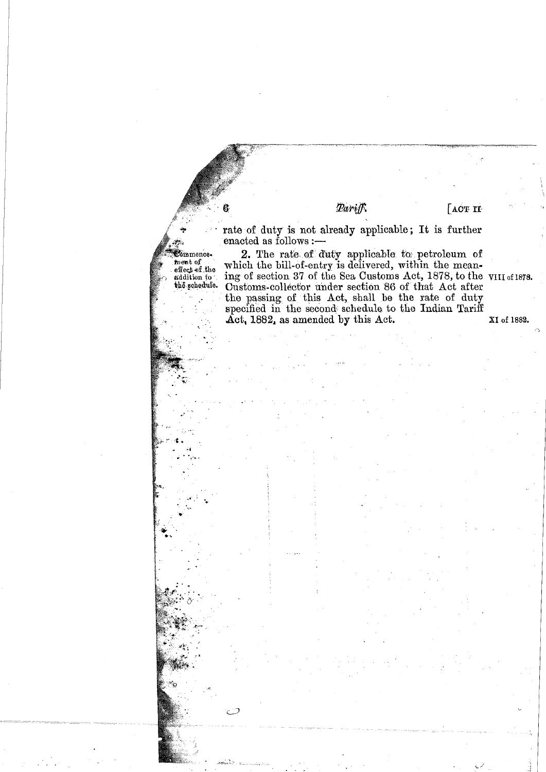rate of duty is not already applicable; It is further enacted as follows :—

Commencement of effect of the addition to the schedule.

**2.** The rate of duty applicable to petroleum of which the bill-of-entry is delivered, within the meaning of section 37 of the Sea Customs Act, 1878, to the Customs-collector under section 86 of that Act after the passing of this Act, shall be the rate of duty specified in the second schedule to the Indian Tariff Act, 1882, as amended by this Act.

VIII of 1878.

XI of 1882.